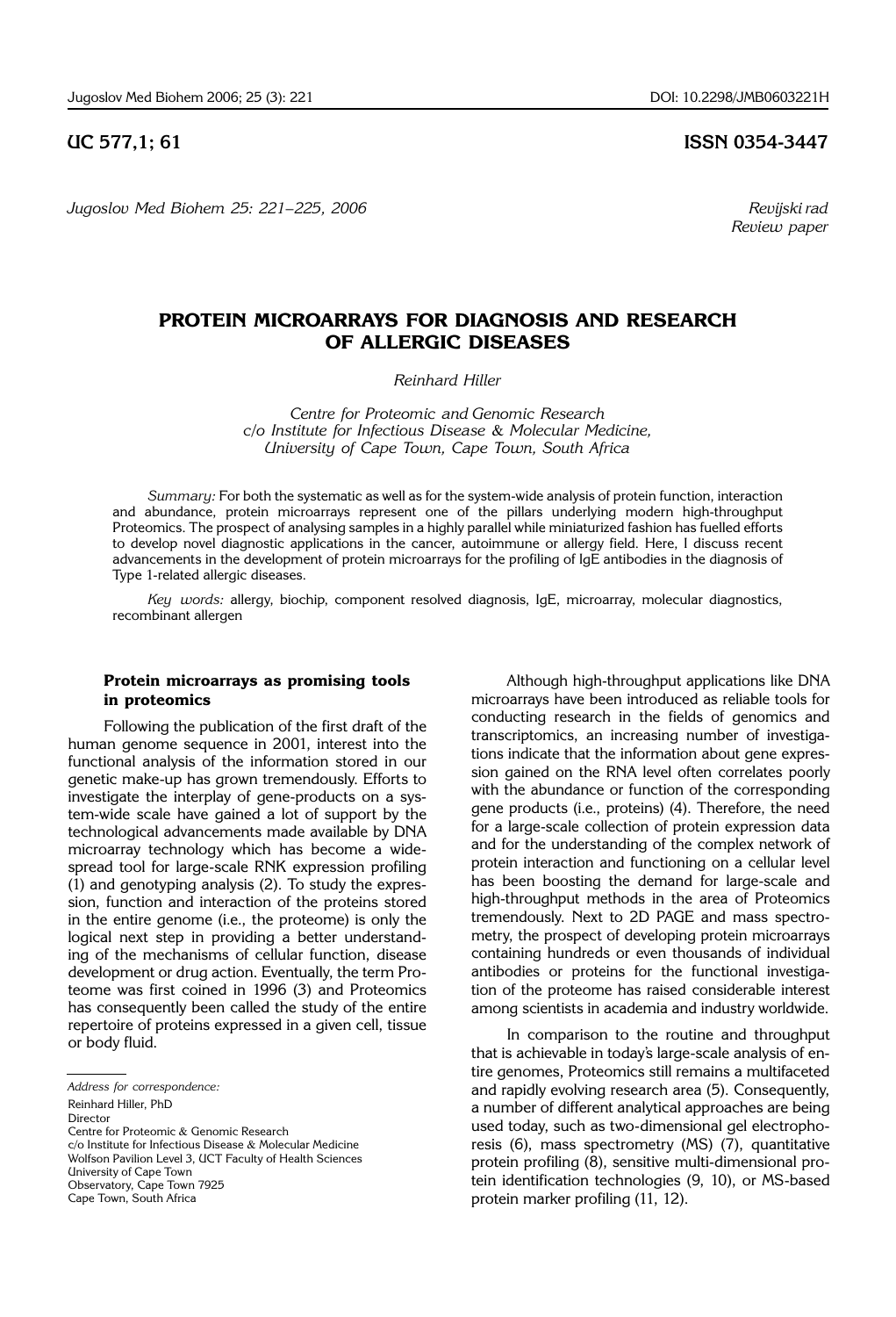UC 577,1; 61

ISSN 0354-3447

*Revijski rad*
*Review paper*

# PROTEIN MICROARRAYS FOR DIAGNOSIS AND RESEARCH OF ALLERGIC DISEASES

*Reinhard Hiller*

*Centre for Proteomic and Genomic Research*
*c/o Institute for Infectious Disease & Molecular Medicine,*
*University of Cape Town, Cape Town, South Africa*

*Summary:* For both the systematic as well as for the system-wide analysis of protein function, interaction and abundance, protein microarrays represent one of the pillars underlying modern high-throughput Proteomics. The prospect of analysing samples in a highly parallel while miniaturized fashion has fuelled efforts to develop novel diagnostic applications in the cancer, autoimmune or allergy field. Here, I discuss recent advancements in the development of protein microarrays for the profiling of IgE antibodies in the diagnosis of Type 1-related allergic diseases.

*Key words:* allergy, biochip, component resolved diagnosis, IgE, microarray, molecular diagnostics, recombinant allergen

## Protein microarrays as promising tools in proteomics

Following the publication of the first draft of the human genome sequence in 2001, interest into the functional analysis of the information stored in our genetic make-up has grown tremendously. Efforts to investigate the interplay of gene-products on a system-wide scale have gained a lot of support by the technological advancements made available by DNA microarray technology which has become a widespread tool for large-scale RNK expression profiling (1) and genotyping analysis (2). To study the expression, function and interaction of the proteins stored in the entire genome (i.e., the proteome) is only the logical next step in providing a better understanding of the mechanisms of cellular function, disease development or drug action. Eventually, the term Proteome was first coined in 1996 (3) and Proteomics has consequently been called the study of the entire repertoire of proteins expressed in a given cell, tissue or body fluid.

Although high-throughput applications like DNA microarrays have been introduced as reliable tools for conducting research in the fields of genomics and transcriptomics, an increasing number of investigations indicate that the information about gene expression gained on the RNA level often correlates poorly with the abundance or function of the corresponding gene products (i.e., proteins) (4). Therefore, the need for a large-scale collection of protein expression data and for the understanding of the complex network of protein interaction and functioning on a cellular level has been boosting the demand for large-scale and high-throughput methods in the area of Proteomics tremendously. Next to 2D PAGE and mass spectrometry, the prospect of developing protein microarrays containing hundreds or even thousands of individual antibodies or proteins for the functional investigation of the proteome has raised considerable interest among scientists in academia and industry worldwide.

In comparison to the routine and throughput that is achievable in today's large-scale analysis of entire genomes, Proteomics still remains a multifaceted and rapidly evolving research area (5). Consequently, a number of different analytical approaches are being used today, such as two-dimensional gel electrophoresis (6), mass spectrometry (MS) (7), quantitative protein profiling (8), sensitive multi-dimensional protein identification technologies (9, 10), or MS-based protein marker profiling (11, 12).

*Address for correspondence:*
Reinhard Hiller, PhD
Director
Centre for Proteomic & Genomic Research
c/o Institute for Infectious Disease & Molecular Medicine
Wolfson Pavilion Level 3, UCT Faculty of Health Sciences
University of Cape Town
Observatory, Cape Town 7925
Cape Town, South Africa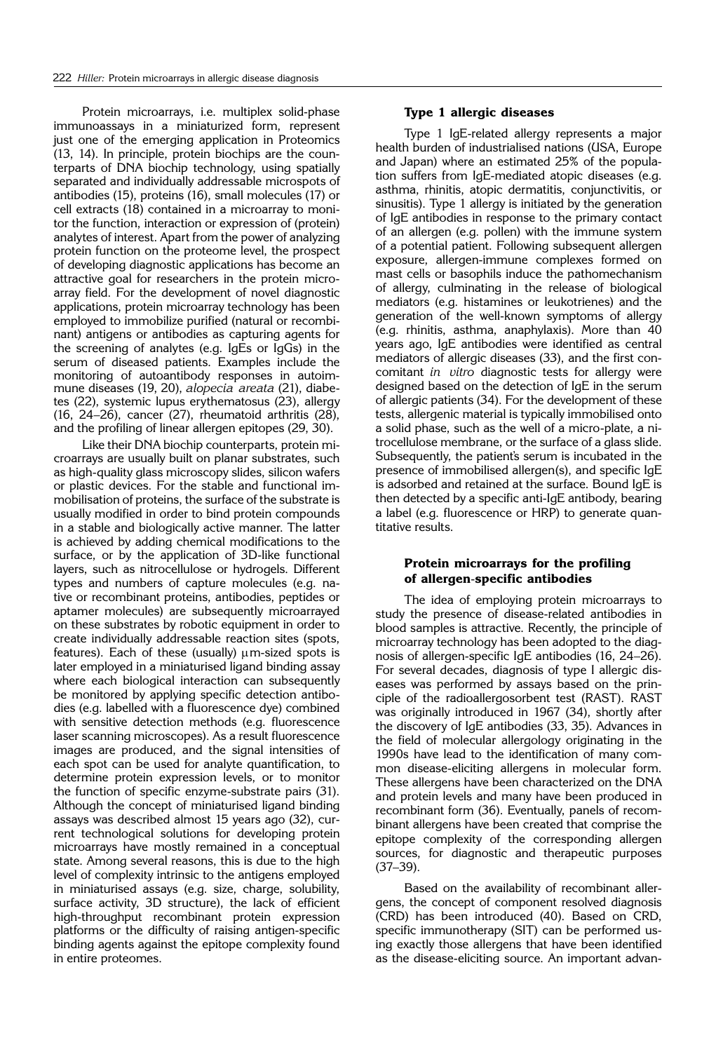Protein microarrays, i.e. multiplex solid-phase immunoassays in a miniaturized form, represent just one of the emerging application in Proteomics (13, 14). In principle, protein biochips are the counterparts of DNA biochip technology, using spatially separated and individually addressable microspots of antibodies (15), proteins (16), small molecules (17) or cell extracts (18) contained in a microarray to monitor the function, interaction or expression of (protein) analytes of interest. Apart from the power of analyzing protein function on the proteome level, the prospect of developing diagnostic applications has become an attractive goal for researchers in the protein microarray field. For the development of novel diagnostic applications, protein microarray technology has been employed to immobilize purified (natural or recombinant) antigens or antibodies as capturing agents for the screening of analytes (e.g. IgEs or IgGs) in the serum of diseased patients. Examples include the monitoring of autoantibody responses in autoimmune diseases (19, 20), *alopecia areata* (21), diabetes (22), systemic lupus erythematosus (23), allergy (16, 24–26), cancer (27), rheumatoid arthritis (28), and the profiling of linear allergen epitopes (29, 30).

Like their DNA biochip counterparts, protein microarrays are usually built on planar substrates, such as high-quality glass microscopy slides, silicon wafers or plastic devices. For the stable and functional immobilisation of proteins, the surface of the substrate is usually modified in order to bind protein compounds in a stable and biologically active manner. The latter is achieved by adding chemical modifications to the surface, or by the application of 3D-like functional layers, such as nitrocellulose or hydrogels. Different types and numbers of capture molecules (e.g. native or recombinant proteins, antibodies, peptides or aptamer molecules) are subsequently microarrayed on these substrates by robotic equipment in order to create individually addressable reaction sites (spots, features). Each of these (usually) μm-sized spots is later employed in a miniaturised ligand binding assay where each biological interaction can subsequently be monitored by applying specific detection antibodies (e.g. labelled with a fluorescence dye) combined with sensitive detection methods (e.g. fluorescence laser scanning microscopes). As a result fluorescence images are produced, and the signal intensities of each spot can be used for analyte quantification, to determine protein expression levels, or to monitor the function of specific enzyme-substrate pairs (31). Although the concept of miniaturised ligand binding assays was described almost 15 years ago (32), current technological solutions for developing protein microarrays have mostly remained in a conceptual state. Among several reasons, this is due to the high level of complexity intrinsic to the antigens employed in miniaturised assays (e.g. size, charge, solubility, surface activity, 3D structure), the lack of efficient high-throughput recombinant protein expression platforms or the difficulty of raising antigen-specific binding agents against the epitope complexity found in entire proteomes.

## Type 1 allergic diseases

Type 1 IgE-related allergy represents a major health burden of industrialised nations (USA, Europe and Japan) where an estimated 25% of the population suffers from IgE-mediated atopic diseases (e.g. asthma, rhinitis, atopic dermatitis, conjunctivitis, or sinusitis). Type 1 allergy is initiated by the generation of IgE antibodies in response to the primary contact of an allergen (e.g. pollen) with the immune system of a potential patient. Following subsequent allergen exposure, allergen-immune complexes formed on mast cells or basophils induce the pathomechanism of allergy, culminating in the release of biological mediators (e.g. histamines or leukotrienes) and the generation of the well-known symptoms of allergy (e.g. rhinitis, asthma, anaphylaxis). More than 40 years ago, IgE antibodies were identified as central mediators of allergic diseases (33), and the first concomitant *in vitro* diagnostic tests for allergy were designed based on the detection of IgE in the serum of allergic patients (34). For the development of these tests, allergenic material is typically immobilised onto a solid phase, such as the well of a micro-plate, a nitrocellulose membrane, or the surface of a glass slide. Subsequently, the patient's serum is incubated in the presence of immobilised allergen(s), and specific IgE is adsorbed and retained at the surface. Bound IgE is then detected by a specific anti-IgE antibody, bearing a label (e.g. fluorescence or HRP) to generate quantitative results.

## Protein microarrays for the profiling of allergen-specific antibodies

The idea of employing protein microarrays to study the presence of disease-related antibodies in blood samples is attractive. Recently, the principle of microarray technology has been adopted to the diagnosis of allergen-specific IgE antibodies (16, 24–26). For several decades, diagnosis of type I allergic diseases was performed by assays based on the principle of the radioallergosorbent test (RAST). RAST was originally introduced in 1967 (34), shortly after the discovery of IgE antibodies (33, 35). Advances in the field of molecular allergology originating in the 1990s have lead to the identification of many common disease-eliciting allergens in molecular form. These allergens have been characterized on the DNA and protein levels and many have been produced in recombinant form (36). Eventually, panels of recombinant allergens have been created that comprise the epitope complexity of the corresponding allergen sources, for diagnostic and therapeutic purposes (37–39).

Based on the availability of recombinant allergens, the concept of component resolved diagnosis (CRD) has been introduced (40). Based on CRD, specific immunotherapy (SIT) can be performed using exactly those allergens that have been identified as the disease-eliciting source. An important advan-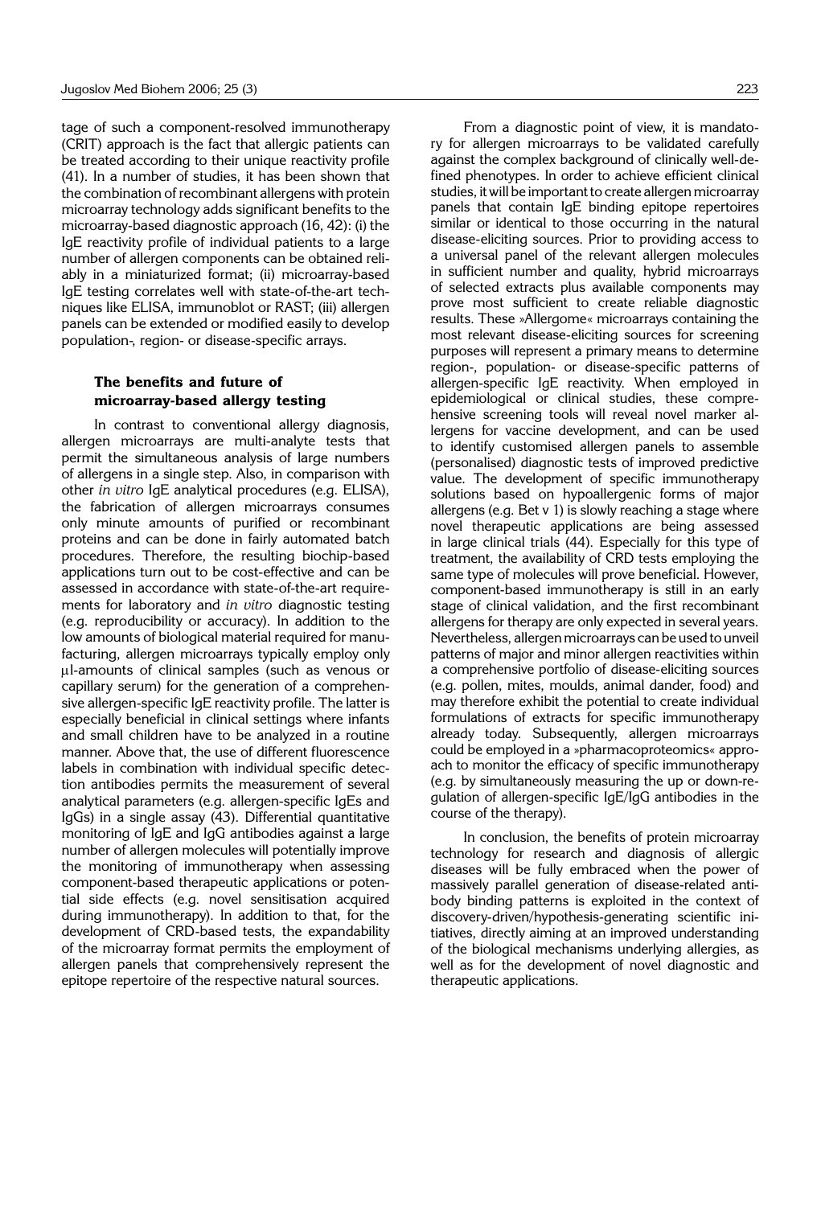tage of such a component-resolved immunotherapy (CRIT) approach is the fact that allergic patients can be treated according to their unique reactivity profile (41). In a number of studies, it has been shown that the combination of recombinant allergens with protein microarray technology adds significant benefits to the microarray-based diagnostic approach (16, 42): (i) the IgE reactivity profile of individual patients to a large number of allergen components can be obtained reliably in a miniaturized format; (ii) microarray-based IgE testing correlates well with state-of-the-art techniques like ELISA, immunoblot or RAST; (iii) allergen panels can be extended or modified easily to develop population-, region- or disease-specific arrays.

### The benefits and future of microarray-based allergy testing

In contrast to conventional allergy diagnosis, allergen microarrays are multi-analyte tests that permit the simultaneous analysis of large numbers of allergens in a single step. Also, in comparison with other *in vitro* IgE analytical procedures (e.g. ELISA), the fabrication of allergen microarrays consumes only minute amounts of purified or recombinant proteins and can be done in fairly automated batch procedures. Therefore, the resulting biochip-based applications turn out to be cost-effective and can be assessed in accordance with state-of-the-art requirements for laboratory and *in vitro* diagnostic testing (e.g. reproducibility or accuracy). In addition to the low amounts of biological material required for manufacturing, allergen microarrays typically employ only μl-amounts of clinical samples (such as venous or capillary serum) for the generation of a comprehensive allergen-specific IgE reactivity profile. The latter is especially beneficial in clinical settings where infants and small children have to be analyzed in a routine manner. Above that, the use of different fluorescence labels in combination with individual specific detection antibodies permits the measurement of several analytical parameters (e.g. allergen-specific IgEs and IgGs) in a single assay (43). Differential quantitative monitoring of IgE and IgG antibodies against a large number of allergen molecules will potentially improve the monitoring of immunotherapy when assessing component-based therapeutic applications or potential side effects (e.g. novel sensitisation acquired during immunotherapy). In addition to that, for the development of CRD-based tests, the expandability of the microarray format permits the employment of allergen panels that comprehensively represent the epitope repertoire of the respective natural sources.

From a diagnostic point of view, it is mandatory for allergen microarrays to be validated carefully against the complex background of clinically well-defined phenotypes. In order to achieve efficient clinical studies, it will be important to create allergen microarray panels that contain IgE binding epitope repertoires similar or identical to those occurring in the natural disease-eliciting sources. Prior to providing access to a universal panel of the relevant allergen molecules in sufficient number and quality, hybrid microarrays of selected extracts plus available components may prove most sufficient to create reliable diagnostic results. These »Allergome« microarrays containing the most relevant disease-eliciting sources for screening purposes will represent a primary means to determine region-, population- or disease-specific patterns of allergen-specific IgE reactivity. When employed in epidemiological or clinical studies, these comprehensive screening tools will reveal novel marker allergens for vaccine development, and can be used to identify customised allergen panels to assemble (personalised) diagnostic tests of improved predictive value. The development of specific immunotherapy solutions based on hypoallergenic forms of major allergens (e.g. Bet v 1) is slowly reaching a stage where novel therapeutic applications are being assessed in large clinical trials (44). Especially for this type of treatment, the availability of CRD tests employing the same type of molecules will prove beneficial. However, component-based immunotherapy is still in an early stage of clinical validation, and the first recombinant allergens for therapy are only expected in several years. Nevertheless, allergen microarrays can be used to unveil patterns of major and minor allergen reactivities within a comprehensive portfolio of disease-eliciting sources (e.g. pollen, mites, moulds, animal dander, food) and may therefore exhibit the potential to create individual formulations of extracts for specific immunotherapy already today. Subsequently, allergen microarrays could be employed in a »pharmacoproteomics« approach to monitor the efficacy of specific immunotherapy (e.g. by simultaneously measuring the up or down-regulation of allergen-specific IgE/IgG antibodies in the course of the therapy).

In conclusion, the benefits of protein microarray technology for research and diagnosis of allergic diseases will be fully embraced when the power of massively parallel generation of disease-related antibody binding patterns is exploited in the context of discovery-driven/hypothesis-generating scientific initiatives, directly aiming at an improved understanding of the biological mechanisms underlying allergies, as well as for the development of novel diagnostic and therapeutic applications.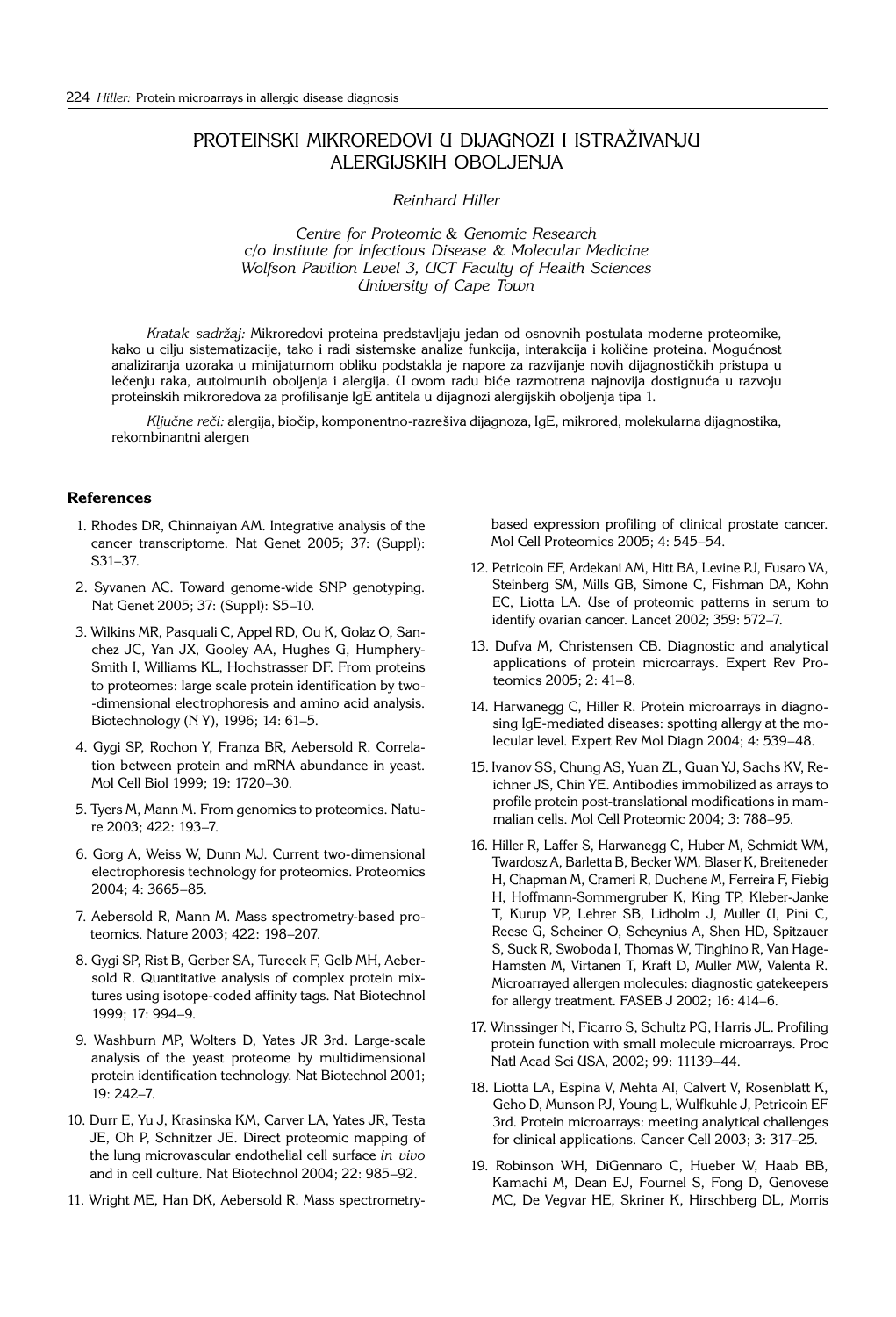# PROTEINSKI MIKROREDOVI U DIJAGNOZI I ISTRAŽIVANJU ALERGIJSKIH OBOLJENJA

*Reinhard Hiller*

*Centre for Proteomic & Genomic Research*
*c/o Institute for Infectious Disease & Molecular Medicine*
*Wolfson Pavilion Level 3, UCT Faculty of Health Sciences*
*University of Cape Town*

*Kratak sadržaj:* Mikroredovi proteina predstavljaju jedan od osnovnih postulata moderne proteomike, kako u cilju sistematizacije, tako i radi sistemske analize funkcija, interakcija i količine proteina. Mogućnost analiziranja uzoraka u minijaturnom obliku podstakla je napore za razvijanje novih dijagnostičkih pristupa u lečenju raka, autoimunih oboljenja i alergija. U ovom radu biće razmotrena najnovija dostignuća u razvoju proteinskih mikroredova za profilisanje IgE antitela u dijagnozi alergijskih oboljenja tipa 1.

*Ključne reči:* alergija, biočip, komponentno-razrešiva dijagnoza, IgE, mikrored, molekularna dijagnostika, rekombinantni alergen

## References

1. Rhodes DR, Chinnaiyan AM. Integrative analysis of the cancer transcriptome. Nat Genet 2005; 37: (Suppl): S31–37.
2. Syvanen AC. Toward genome-wide SNP genotyping. Nat Genet 2005; 37: (Suppl): S5–10.
3. Wilkins MR, Pasquali C, Appel RD, Ou K, Golaz O, Sanchez JC, Yan JX, Gooley AA, Hughes G, Humphery-Smith I, Williams KL, Hochstrasser DF. From proteins to proteomes: large scale protein identification by two-dimensional electrophoresis and amino acid analysis. Biotechnology (N Y), 1996; 14: 61–5.
4. Gygi SP, Rochon Y, Franza BR, Aebersold R. Correlation between protein and mRNA abundance in yeast. Mol Cell Biol 1999; 19: 1720–30.
5. Tyers M, Mann M. From genomics to proteomics. Nature 2003; 422: 193–7.
6. Gorg A, Weiss W, Dunn MJ. Current two-dimensional electrophoresis technology for proteomics. Proteomics 2004; 4: 3665–85.
7. Aebersold R, Mann M. Mass spectrometry-based proteomics. Nature 2003; 422: 198–207.
8. Gygi SP, Rist B, Gerber SA, Turecek F, Gelb MH, Aebersold R. Quantitative analysis of complex protein mixtures using isotope-coded affinity tags. Nat Biotechnol 1999; 17: 994–9.
9. Washburn MP, Wolters D, Yates JR 3rd. Large-scale analysis of the yeast proteome by multidimensional protein identification technology. Nat Biotechnol 2001; 19: 242–7.
10. Durr E, Yu J, Krasinska KM, Carver LA, Yates JR, Testa JE, Oh P, Schnitzer JE. Direct proteomic mapping of the lung microvascular endothelial cell surface *in vivo* and in cell culture. Nat Biotechnol 2004; 22: 985–92.
11. Wright ME, Han DK, Aebersold R. Mass spectrometry-based expression profiling of clinical prostate cancer. Mol Cell Proteomics 2005; 4: 545–54.
12. Petricoin EF, Ardekani AM, Hitt BA, Levine PJ, Fusaro VA, Steinberg SM, Mills GB, Simone C, Fishman DA, Kohn EC, Liotta LA. Use of proteomic patterns in serum to identify ovarian cancer. Lancet 2002; 359: 572–7.
13. Dufva M, Christensen CB. Diagnostic and analytical applications of protein microarrays. Expert Rev Proteomics 2005; 2: 41–8.
14. Harwanegg C, Hiller R. Protein microarrays in diagnosing IgE-mediated diseases: spotting allergy at the molecular level. Expert Rev Mol Diagn 2004; 4: 539–48.
15. Ivanov SS, Chung AS, Yuan ZL, Guan YJ, Sachs KV, Reichner JS, Chin YE. Antibodies immobilized as arrays to profile protein post-translational modifications in mammalian cells. Mol Cell Proteomic 2004; 3: 788–95.
16. Hiller R, Laffer S, Harwanegg C, Huber M, Schmidt WM, Twardosz A, Barletta B, Becker WM, Blaser K, Breiteneder H, Chapman M, Crameri R, Duchene M, Ferreira F, Fiebig H, Hoffmann-Sommergruber K, King TP, Kleber-Janke T, Kurup VP, Lehrer SB, Lidholm J, Muller U, Pini C, Reese G, Scheiner O, Scheynius A, Shen HD, Spitzauer S, Suck R, Swoboda I, Thomas W, Tinghino R, Van Hage-Hamsten M, Virtanen T, Kraft D, Muller MW, Valenta R. Microarrayed allergen molecules: diagnostic gatekeepers for allergy treatment. FASEB J 2002; 16: 414–6.
17. Winssinger N, Ficarro S, Schultz PG, Harris JL. Profiling protein function with small molecule microarrays. Proc Natl Acad Sci USA, 2002; 99: 11139–44.
18. Liotta LA, Espina V, Mehta AI, Calvert V, Rosenblatt K, Geho D, Munson PJ, Young L, Wulfkuhle J, Petricoin EF 3rd. Protein microarrays: meeting analytical challenges for clinical applications. Cancer Cell 2003; 3: 317–25.
19. Robinson WH, DiGennaro C, Hueber W, Haab BB, Kamachi M, Dean EJ, Fournel S, Fong D, Genovese MC, De Vegvar HE, Skriner K, Hirschberg DL, Morris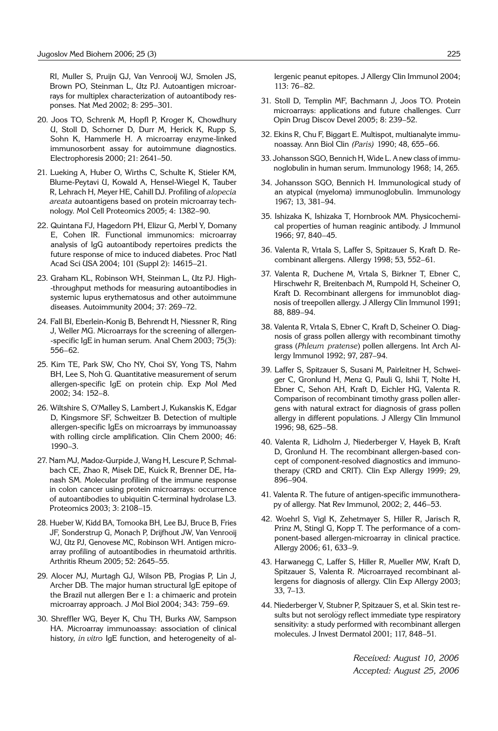RI, Muller S, Pruijn GJ, Van Venrooij WJ, Smolen JS, Brown PO, Steinman L, Utz PJ. Autoantigen microarrays for multiplex characterization of autoantibody responses. Nat Med 2002; 8: 295–301.

20. Joos TO, Schrenk M, Hopfl P, Kroger K, Chowdhury U, Stoll D, Schorner D, Durr M, Herick K, Rupp S, Sohn K, Hammerle H. A microarray enzyme-linked immunosorbent assay for autoimmune diagnostics. Electrophoresis 2000; 21: 2641–50.

21. Lueking A, Huber O, Wirths C, Schulte K, Stieler KM, Blume-Peytavi U, Kowald A, Hensel-Wiegel K, Tauber R, Lehrach H, Meyer HE, Cahill DJ. Profiling of *alopecia areata* autoantigens based on protein microarray technology. Mol Cell Proteomics 2005; 4: 1382–90.

22. Quintana FJ, Hagedorn PH, Elizur G, Merbl Y, Domany E, Cohen IR. Functional immunomics: microarray analysis of IgG autoantibody repertoires predicts the future response of mice to induced diabetes. Proc Natl Acad Sci USA 2004; 101 (Suppl 2): 14615–21.

23. Graham KL, Robinson WH, Steinman L, Utz PJ. High--throughput methods for measuring autoantibodies in systemic lupus erythematosus and other autoimmune diseases. Autoimmunity 2004; 37: 269–72.

24. Fall BI, Eberlein-Konig B, Behrendt H, Niessner R, Ring J, Weller MG. Microarrays for the screening of allergen--specific IgE in human serum. Anal Chem 2003; 75(3): 556–62.

25. Kim TE, Park SW, Cho NY, Choi SY, Yong TS, Nahm BH, Lee S, Noh G. Quantitative measurement of serum allergen-specific IgE on protein chip. Exp Mol Med 2002; 34: 152–8.

26. Wiltshire S, O'Malley S, Lambert J, Kukanskis K, Edgar D, Kingsmore SF, Schweitzer B. Detection of multiple allergen-specific IgEs on microarrays by immunoassay with rolling circle amplification. Clin Chem 2000; 46: 1990–3.

27. Nam MJ, Madoz-Gurpide J, Wang H, Lescure P, Schmalbach CE, Zhao R, Misek DE, Kuick R, Brenner DE, Hanash SM. Molecular profiling of the immune response in colon cancer using protein microarrays: occurrence of autoantibodies to ubiquitin C-terminal hydrolase L3. Proteomics 2003; 3: 2108–15.

28. Hueber W, Kidd BA, Tomooka BH, Lee BJ, Bruce B, Fries JF, Sonderstrup G, Monach P, Drijfhout JW, Van Venrooij WJ, Utz PJ, Genovese MC, Robinson WH. Antigen microarray profiling of autoantibodies in rheumatoid arthritis. Arthritis Rheum 2005; 52: 2645–55.

29. Alocer MJ, Murtagh GJ, Wilson PB, Progias P, Lin J, Archer DB. The major human structural IgE epitope of the Brazil nut allergen Ber e 1: a chimaeric and protein microarray approach. J Mol Biol 2004; 343: 759–69.

30. Shreffler WG, Beyer K, Chu TH, Burks AW, Sampson HA. Microarray immunoassay: association of clinical history, *in vitro* IgE function, and heterogeneity of allergenic peanut epitopes. J Allergy Clin Immunol 2004; 113: 76–82.

31. Stoll D, Templin MF, Bachmann J, Joos TO. Protein microarrays: applications and future challenges. Curr Opin Drug Discov Devel 2005; 8: 239–52.

32. Ekins R, Chu F, Biggart E. Multispot, multianalyte immunoassay. Ann Biol Clin *(Paris)* 1990; 48, 655–66.

33. Johansson SGO, Bennich H, Wide L. A new class of immunoglobulin in human serum. Immunology 1968; 14, 265.

34. Johansson SGO, Bennich H. Immunological study of an atypical (myeloma) immunoglobulin. Immunology 1967; 13, 381–94.

35. Ishizaka K, Ishizaka T, Hornbrook MM. Physicochemical properties of human reaginic antibody. J Immunol 1966; 97, 840–45.

36. Valenta R, Vrtala S, Laffer S, Spitzauer S, Kraft D. Recombinant allergens. Allergy 1998; 53, 552–61.

37. Valenta R, Duchene M, Vrtala S, Birkner T, Ebner C, Hirschwehr R, Breitenbach M, Rumpold H, Scheiner O, Kraft D. Recombinant allergens for immunoblot diagnosis of treepollen allergy. J Allergy Clin Immunol 1991; 88, 889–94.

38. Valenta R, Vrtala S, Ebner C, Kraft D, Scheiner O. Diagnosis of grass pollen allergy with recombinant timothy grass (*Phleum pratense*) pollen allergens. Int Arch Allergy Immunol 1992; 97, 287–94.

39. Laffer S, Spitzauer S, Susani M, Pairleitner H, Schweiger C, Gronlund H, Menz G, Pauli G, Ishii T, Nolte H, Ebner C, Sehon AH, Kraft D, Eichler HG, Valenta R. Comparison of recombinant timothy grass pollen allergens with natural extract for diagnosis of grass pollen allergy in different populations. J Allergy Clin Immunol 1996; 98, 625–58.

40. Valenta R, Lidholm J, Niederberger V, Hayek B, Kraft D, Gronlund H. The recombinant allergen-based concept of component-resolved diagnostics and immunotherapy (CRD and CRIT). Clin Exp Allergy 1999; 29, 896–904.

41. Valenta R. The future of antigen-specific immunotherapy of allergy. Nat Rev Immunol, 2002; 2, 446–53.

42. Woehrl S, Vigl K, Zehetmayer S, Hiller R, Jarisch R, Prinz M, Stingl G, Kopp T. The performance of a component-based allergen-microarray in clinical practice. Allergy 2006; 61, 633–9.

43. Harwanegg C, Laffer S, Hiller R, Mueller MW, Kraft D, Spitzauer S, Valenta R. Microarrayed recombinant allergens for diagnosis of allergy. Clin Exp Allergy 2003; 33, 7–13.

44. Niederberger V, Stubner P, Spitzauer S, et al. Skin test results but not serology reflect immediate type respiratory sensitivity: a study performed with recombinant allergen molecules. J Invest Dermatol 2001; 117, 848–51.

*Received: August 10, 2006*
*Accepted: August 25, 2006*